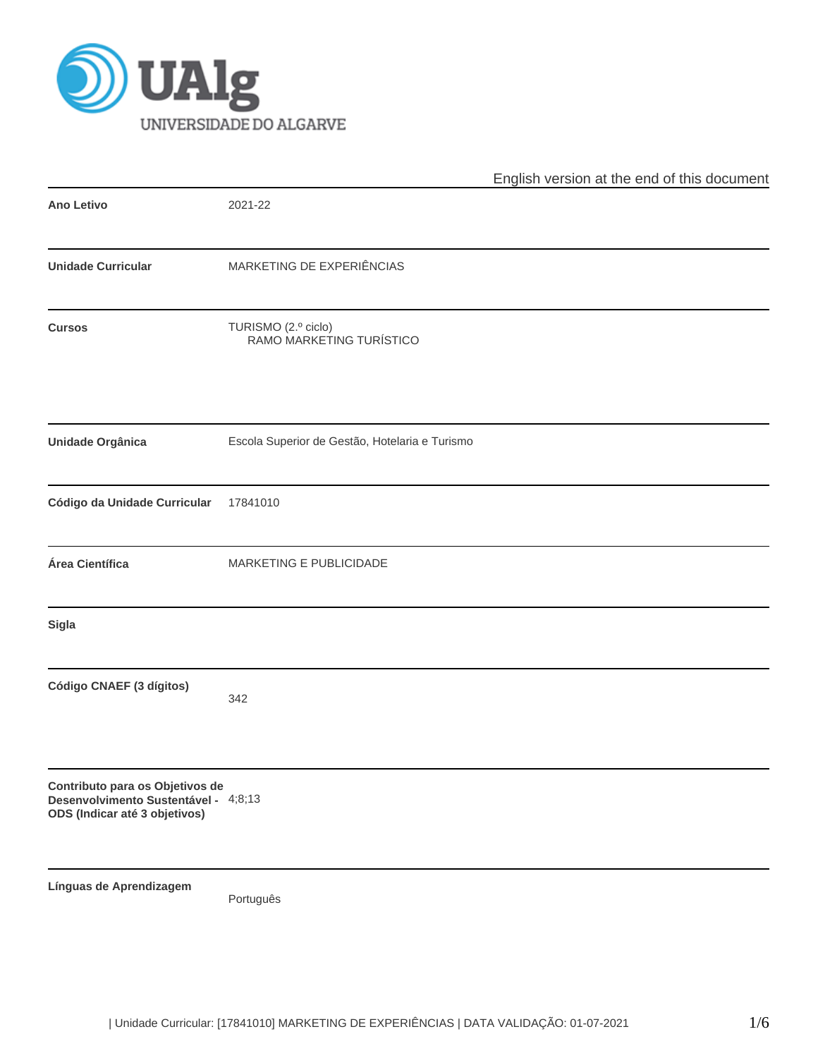UNIVERSIDADE DO ALGARVE

English version at the end of this document

| | |
|---|---|
| **Ano Letivo** | 2021-22 |
| **Unidade Curricular** | MARKETING DE EXPERIÊNCIAS |
| **Cursos** | TURISMO (2.º ciclo)<br>RAMO MARKETING TURÍSTICO |
| **Unidade Orgânica** | Escola Superior de Gestão, Hotelaria e Turismo |
| **Código da Unidade Curricular** | 17841010 |
| **Área Científica** | MARKETING E PUBLICIDADE |
| **Sigla** | |
| **Código CNAEF (3 dígitos)** | 342 |
| **Contributo para os Objetivos de Desenvolvimento Sustentável - ODS (Indicar até 3 objetivos)** | 4;8;13 |
| **Línguas de Aprendizagem** | Português |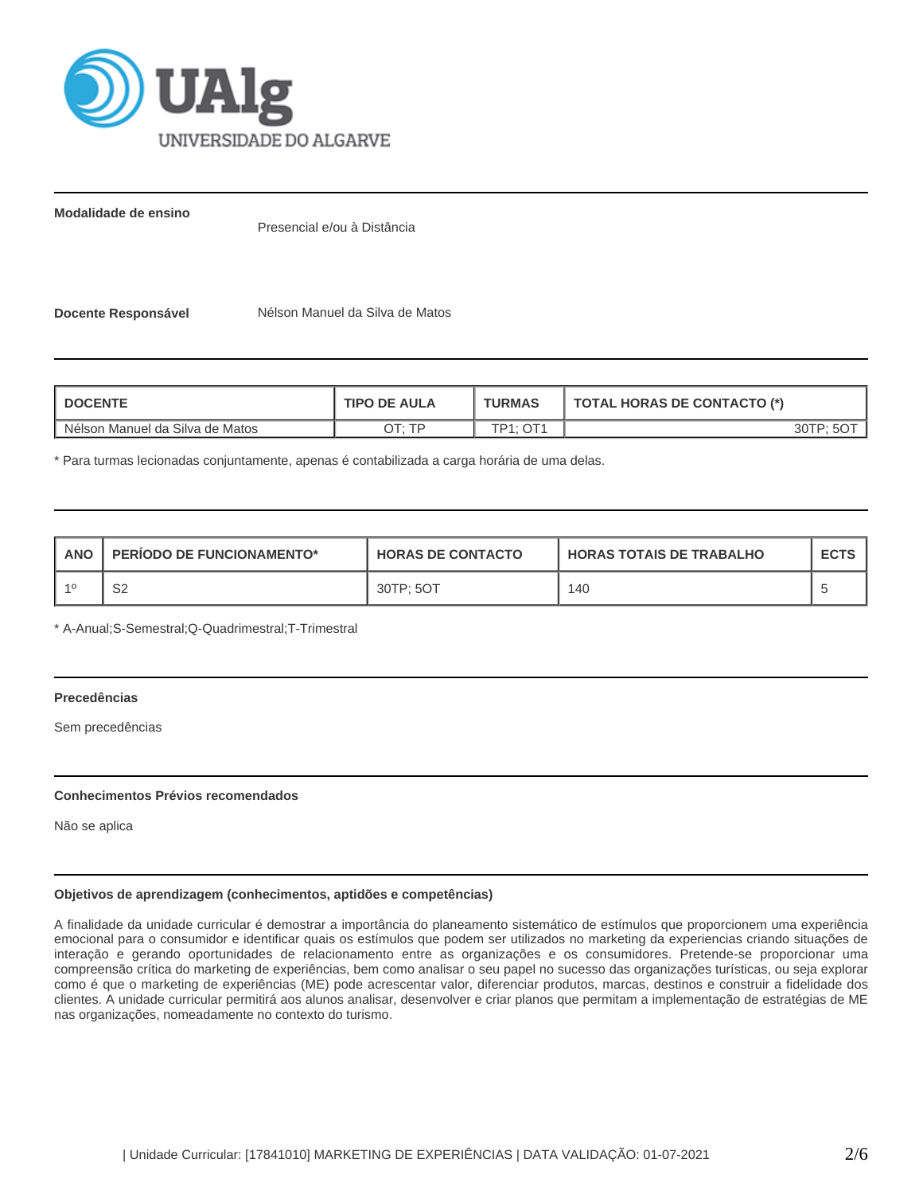**Modalidade de ensino**

Presencial e/ou à Distância

**Docente Responsável** Nélson Manuel da Silva de Matos

| DOCENTE | TIPO DE AULA | TURMAS | TOTAL HORAS DE CONTACTO (*) |
|---|---|---|---|
| Nélson Manuel da Silva de Matos | OT; TP | TP1; OT1 | 30TP; 5OT |

* Para turmas lecionadas conjuntamente, apenas é contabilizada a carga horária de uma delas.

| ANO | PERÍODO DE FUNCIONAMENTO* | HORAS DE CONTACTO | HORAS TOTAIS DE TRABALHO | ECTS |
|---|---|---|---|---|
| 1º | S2 | 30TP; 5OT | 140 | 5 |

* A-Anual;S-Semestral;Q-Quadrimestral;T-Trimestral

### Precedências

Sem precedências

### Conhecimentos Prévios recomendados

Não se aplica

### Objetivos de aprendizagem (conhecimentos, aptidões e competências)

A finalidade da unidade curricular é demostrar a importância do planeamento sistemático de estímulos que proporcionem uma experiência emocional para o consumidor e identificar quais os estímulos que podem ser utilizados no marketing da experiencias criando situações de interação e gerando oportunidades de relacionamento entre as organizações e os consumidores. Pretende-se proporcionar uma compreensão crítica do marketing de experiências, bem como analisar o seu papel no sucesso das organizações turísticas, ou seja explorar como é que o marketing de experiências (ME) pode acrescentar valor, diferenciar produtos, marcas, destinos e construir a fidelidade dos clientes. A unidade curricular permitirá aos alunos analisar, desenvolver e criar planos que permitam a implementação de estratégias de ME nas organizações, nomeadamente no contexto do turismo.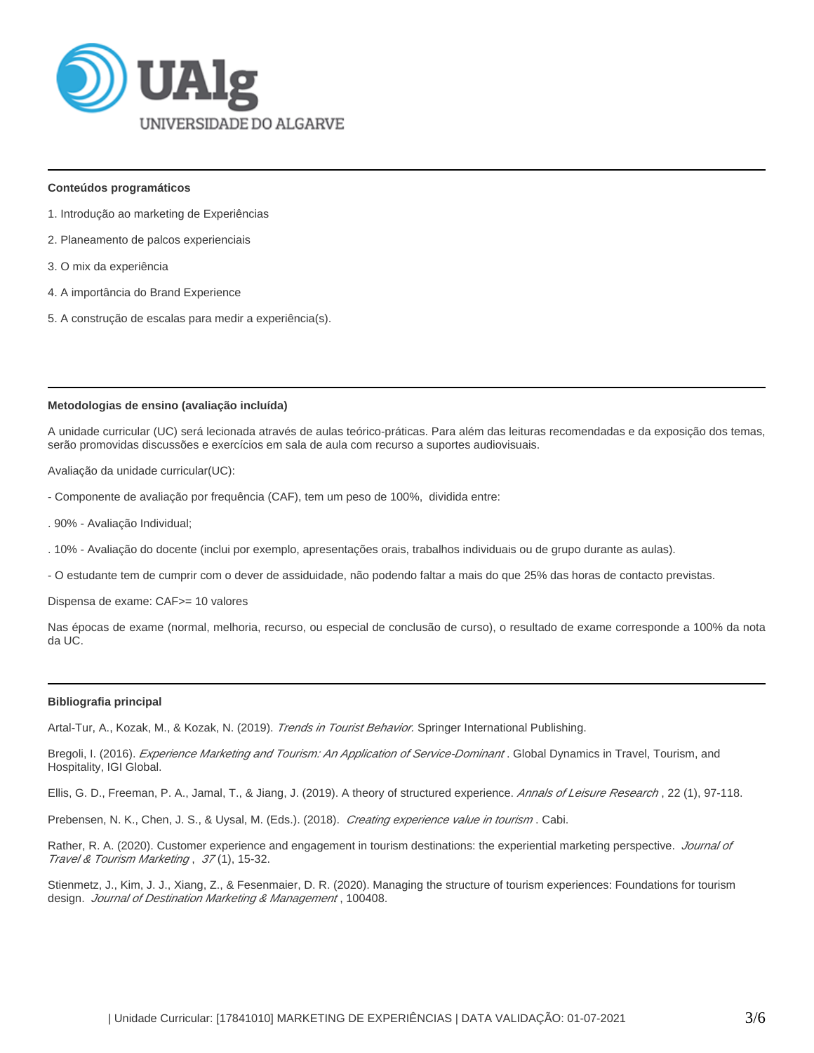### Conteúdos programáticos

1. Introdução ao marketing de Experiências

2. Planeamento de palcos experienciais

3. O mix da experiência

4. A importância do Brand Experience

5. A construção de escalas para medir a experiência(s).

### Metodologias de ensino (avaliação incluída)

A unidade curricular (UC) será lecionada através de aulas teórico-práticas. Para além das leituras recomendadas e da exposição dos temas, serão promovidas discussões e exercícios em sala de aula com recurso a suportes audiovisuais.

Avaliação da unidade curricular(UC):

- Componente de avaliação por frequência (CAF), tem um peso de 100%, dividida entre:

. 90% - Avaliação Individual;

. 10% - Avaliação do docente (inclui por exemplo, apresentações orais, trabalhos individuais ou de grupo durante as aulas).

- O estudante tem de cumprir com o dever de assiduidade, não podendo faltar a mais do que 25% das horas de contacto previstas.

Dispensa de exame: CAF>= 10 valores

Nas épocas de exame (normal, melhoria, recurso, ou especial de conclusão de curso), o resultado de exame corresponde a 100% da nota da UC.

### Bibliografia principal

Artal-Tur, A., Kozak, M., & Kozak, N. (2019). *Trends in Tourist Behavior.* Springer International Publishing.

Bregoli, I. (2016). *Experience Marketing and Tourism: An Application of Service-Dominant* . Global Dynamics in Travel, Tourism, and Hospitality, IGI Global.

Ellis, G. D., Freeman, P. A., Jamal, T., & Jiang, J. (2019). A theory of structured experience. *Annals of Leisure Research* , 22 (1), 97-118.

Prebensen, N. K., Chen, J. S., & Uysal, M. (Eds.). (2018). *Creating experience value in tourism* . Cabi.

Rather, R. A. (2020). Customer experience and engagement in tourism destinations: the experiential marketing perspective. *Journal of Travel & Tourism Marketing* , *37* (1), 15-32.

Stienmetz, J., Kim, J. J., Xiang, Z., & Fesenmaier, D. R. (2020). Managing the structure of tourism experiences: Foundations for tourism design. *Journal of Destination Marketing & Management* , 100408.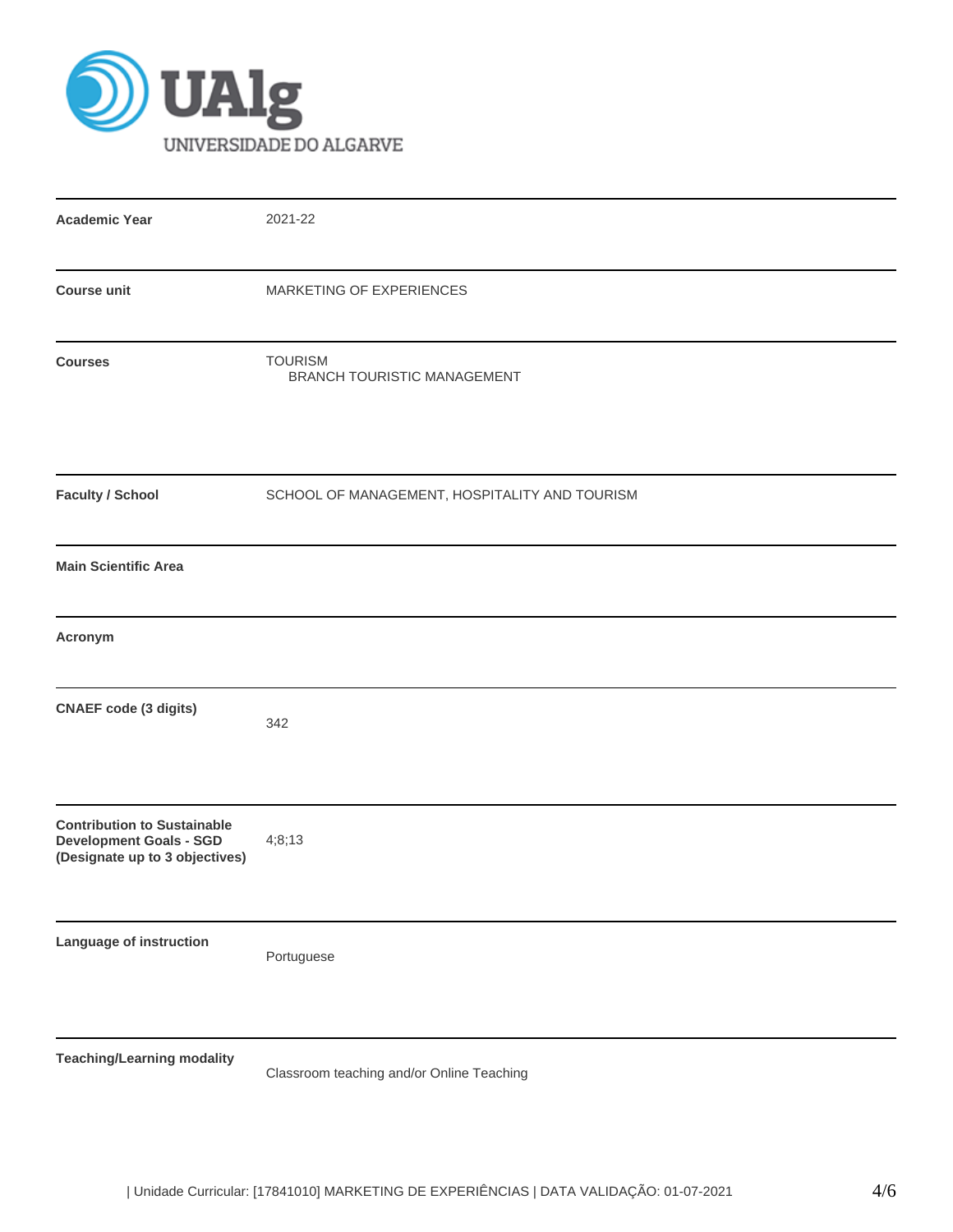UAlg
UNIVERSIDADE DO ALGARVE

| | |
|---|---|
| **Academic Year** | 2021-22 |
| **Course unit** | MARKETING OF EXPERIENCES |
| **Courses** | TOURISM<br>BRANCH TOURISTIC MANAGEMENT |
| **Faculty / School** | SCHOOL OF MANAGEMENT, HOSPITALITY AND TOURISM |
| **Main Scientific Area** | |
| **Acronym** | |
| **CNAEF code (3 digits)** | 342 |
| **Contribution to Sustainable Development Goals - SGD (Designate up to 3 objectives)** | 4;8;13 |
| **Language of instruction** | Portuguese |
| **Teaching/Learning modality** | Classroom teaching and/or Online Teaching |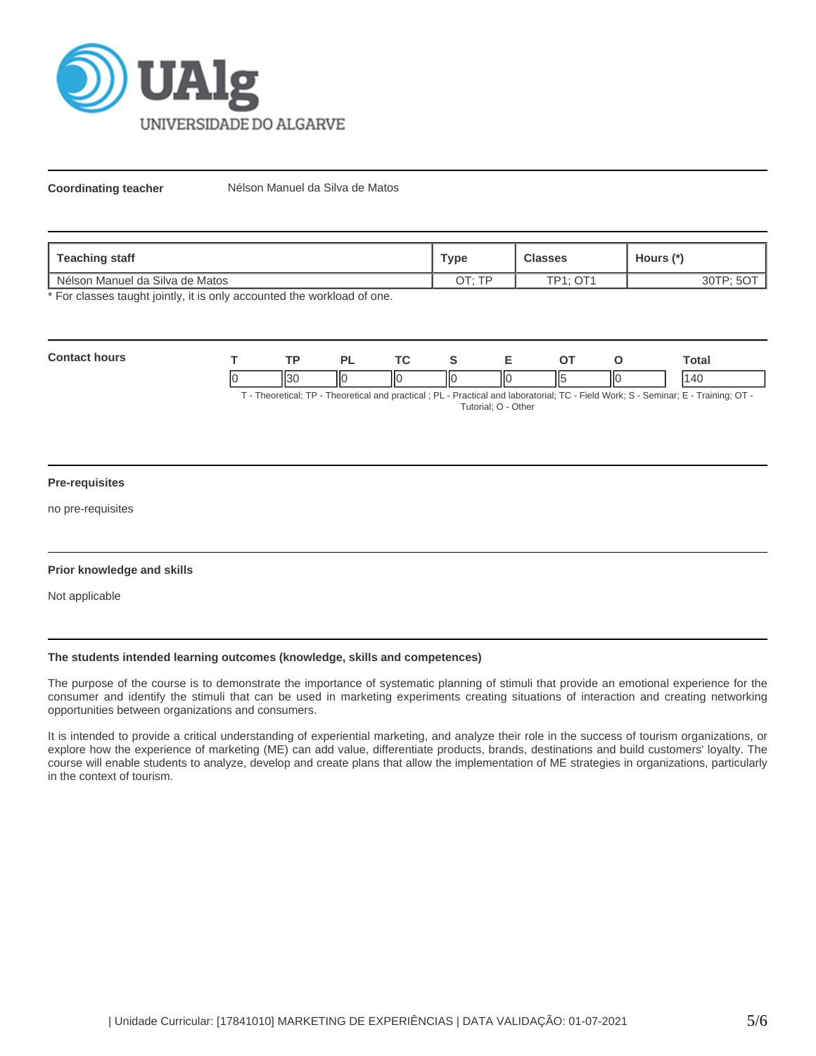**Coordinating teacher** Nélson Manuel da Silva de Matos

| Teaching staff | Type | Classes | Hours (*) |
|---|---|---|---|
| Nélson Manuel da Silva de Matos | OT; TP | TP1; OT1 | 30TP; 5OT |

* For classes taught jointly, it is only accounted the workload of one.

**Contact hours**

| T | TP | PL | TC | S | E | OT | O | Total |
|---|---|---|---|---|---|---|---|---|
| 0 | 30 | 0 | 0 | 0 | 0 | 5 | 0 | 140 |

T - Theoretical; TP - Theoretical and practical ; PL - Practical and laboratorial; TC - Field Work; S - Seminar; E - Training; OT - Tutorial; O - Other

**Pre-requisites**

no pre-requisites

**Prior knowledge and skills**

Not applicable

**The students intended learning outcomes (knowledge, skills and competences)**

The purpose of the course is to demonstrate the importance of systematic planning of stimuli that provide an emotional experience for the consumer and identify the stimuli that can be used in marketing experiments creating situations of interaction and creating networking opportunities between organizations and consumers.

It is intended to provide a critical understanding of experiential marketing, and analyze their role in the success of tourism organizations, or explore how the experience of marketing (ME) can add value, differentiate products, brands, destinations and build customers' loyalty. The course will enable students to analyze, develop and create plans that allow the implementation of ME strategies in organizations, particularly in the context of tourism.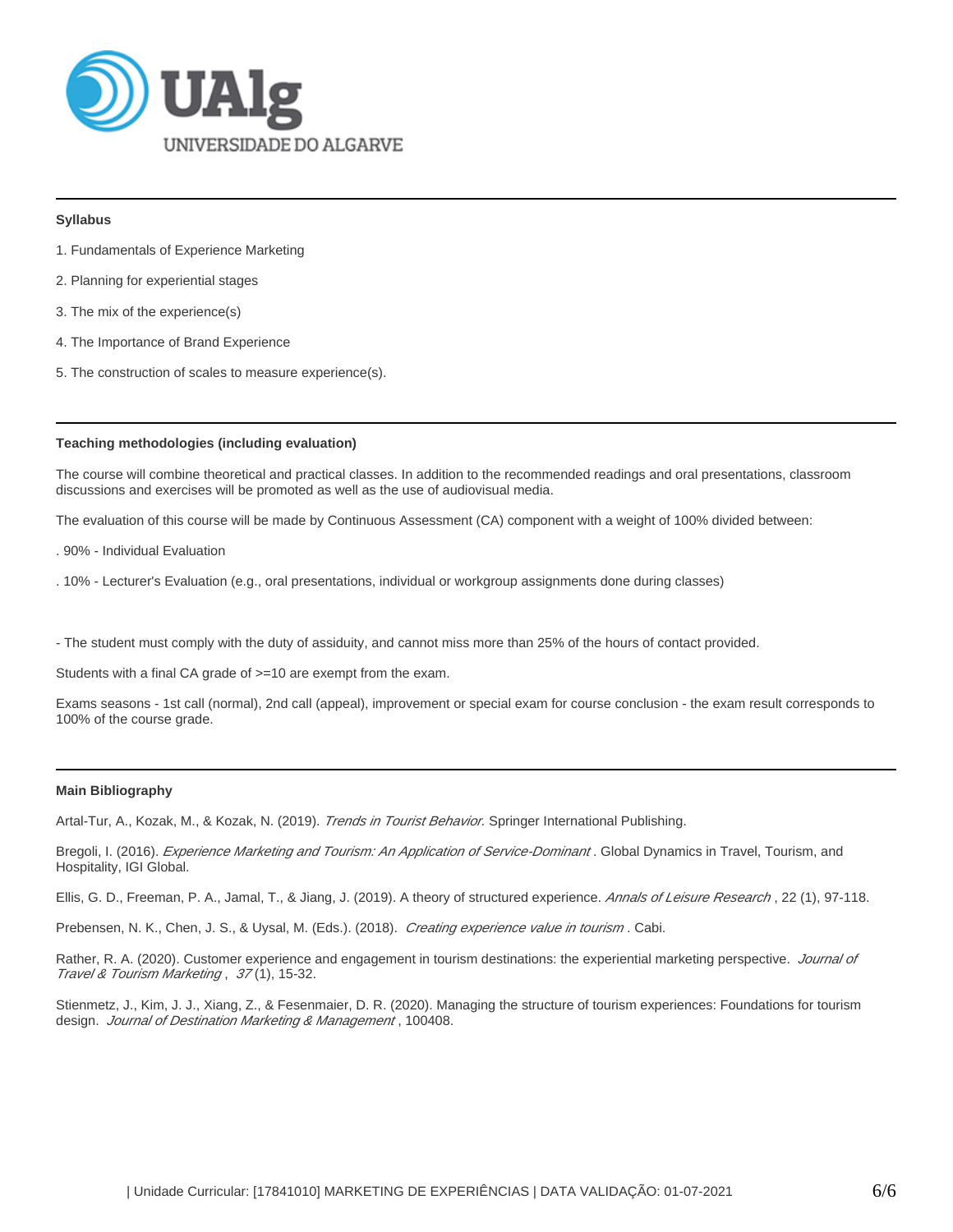### Syllabus

1. Fundamentals of Experience Marketing

2. Planning for experiential stages

3. The mix of the experience(s)

4. The Importance of Brand Experience

5. The construction of scales to measure experience(s).

### Teaching methodologies (including evaluation)

The course will combine theoretical and practical classes. In addition to the recommended readings and oral presentations, classroom discussions and exercises will be promoted as well as the use of audiovisual media.

The evaluation of this course will be made by Continuous Assessment (CA) component with a weight of 100% divided between:

. 90% - Individual Evaluation

. 10% - Lecturer's Evaluation (e.g., oral presentations, individual or workgroup assignments done during classes)

- The student must comply with the duty of assiduity, and cannot miss more than 25% of the hours of contact provided.

Students with a final CA grade of >=10 are exempt from the exam.

Exams seasons - 1st call (normal), 2nd call (appeal), improvement or special exam for course conclusion - the exam result corresponds to 100% of the course grade.

### Main Bibliography

Artal-Tur, A., Kozak, M., & Kozak, N. (2019). *Trends in Tourist Behavior.* Springer International Publishing.

Bregoli, I. (2016). *Experience Marketing and Tourism: An Application of Service-Dominant* . Global Dynamics in Travel, Tourism, and Hospitality, IGI Global.

Ellis, G. D., Freeman, P. A., Jamal, T., & Jiang, J. (2019). A theory of structured experience. *Annals of Leisure Research* , 22 (1), 97-118.

Prebensen, N. K., Chen, J. S., & Uysal, M. (Eds.). (2018). *Creating experience value in tourism* . Cabi.

Rather, R. A. (2020). Customer experience and engagement in tourism destinations: the experiential marketing perspective. *Journal of Travel & Tourism Marketing* , *37* (1), 15-32.

Stienmetz, J., Kim, J. J., Xiang, Z., & Fesenmaier, D. R. (2020). Managing the structure of tourism experiences: Foundations for tourism design. *Journal of Destination Marketing & Management* , 100408.